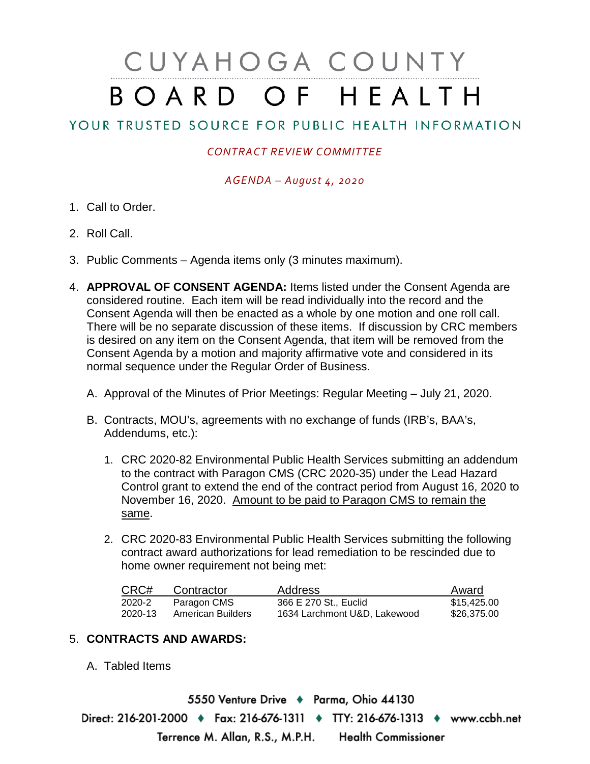# CUYAHOGA COUNTY BOARD OF HEALTH

YOUR TRUSTED SOURCE FOR PUBLIC HEALTH INFORMATION

*CONTRACT REVIEW COMMITTEE*

*AGENDA – August 4, 2020*

1. Call to Order.

2. Roll Call.

3. Public Comments – Agenda items only (3 minutes maximum).

4. **APPROVAL OF CONSENT AGENDA:** Items listed under the Consent Agenda are considered routine. Each item will be read individually into the record and the Consent Agenda will then be enacted as a whole by one motion and one roll call. There will be no separate discussion of these items. If discussion by CRC members is desired on any item on the Consent Agenda, that item will be removed from the Consent Agenda by a motion and majority affirmative vote and considered in its normal sequence under the Regular Order of Business.

   A. Approval of the Minutes of Prior Meetings: Regular Meeting – July 21, 2020.

   B. Contracts, MOU's, agreements with no exchange of funds (IRB's, BAA's, Addendums, etc.):

      1. CRC 2020-82 Environmental Public Health Services submitting an addendum to the contract with Paragon CMS (CRC 2020-35) under the Lead Hazard Control grant to extend the end of the contract period from August 16, 2020 to November 16, 2020. Amount to be paid to Paragon CMS to remain the same.

      2. CRC 2020-83 Environmental Public Health Services submitting the following contract award authorizations for lead remediation to be rescinded due to home owner requirement not being met:

| CRC# | Contractor | Address | Award |
|---|---|---|---|
| 2020-2 | Paragon CMS | 366 E 270 St., Euclid | $15,425.00 |
| 2020-13 | American Builders | 1634 Larchmont U&D, Lakewood | $26,375.00 |

5. **CONTRACTS AND AWARDS:**

   A. Tabled Items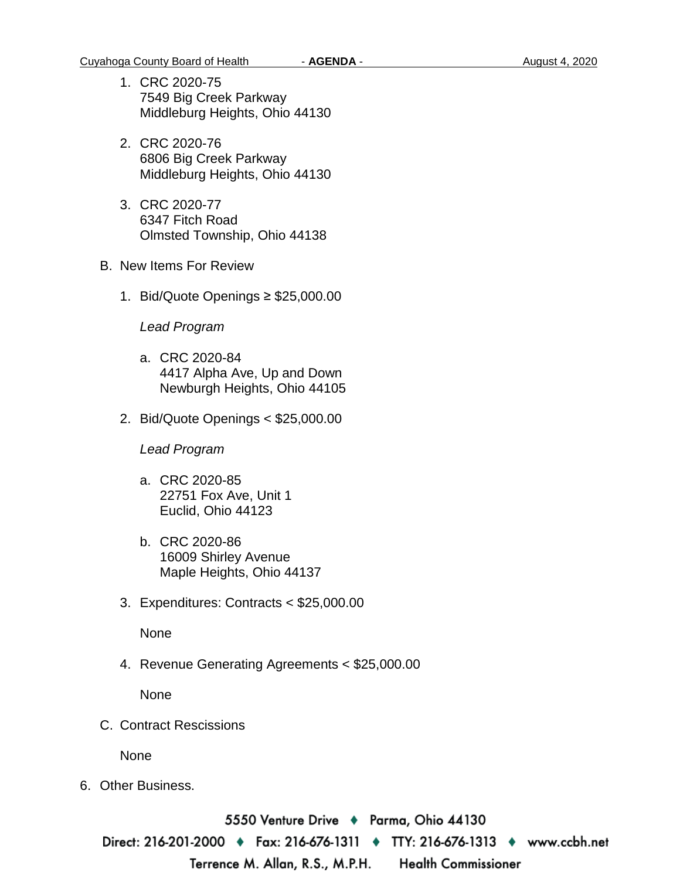1. CRC 2020-75
   7549 Big Creek Parkway
   Middleburg Heights, Ohio 44130

2. CRC 2020-76
   6806 Big Creek Parkway
   Middleburg Heights, Ohio 44130

3. CRC 2020-77
   6347 Fitch Road
   Olmsted Township, Ohio 44138

B. New Items For Review

1. Bid/Quote Openings ≥ $25,000.00

   *Lead Program*

   a. CRC 2020-84
      4417 Alpha Ave, Up and Down
      Newburgh Heights, Ohio 44105

2. Bid/Quote Openings < $25,000.00

   *Lead Program*

   a. CRC 2020-85
      22751 Fox Ave, Unit 1
      Euclid, Ohio 44123

   b. CRC 2020-86
      16009 Shirley Avenue
      Maple Heights, Ohio 44137

3. Expenditures: Contracts < $25,000.00

   None

4. Revenue Generating Agreements < $25,000.00

   None

C. Contract Rescissions

   None

6. Other Business.

5550 Venture Drive ♦ Parma, Ohio 44130

Direct: 216-201-2000 ♦ Fax: 216-676-1311 ♦ TTY: 216-676-1313 ♦ www.ccbh.net

Terrence M. Allan, R.S., M.P.H. Health Commissioner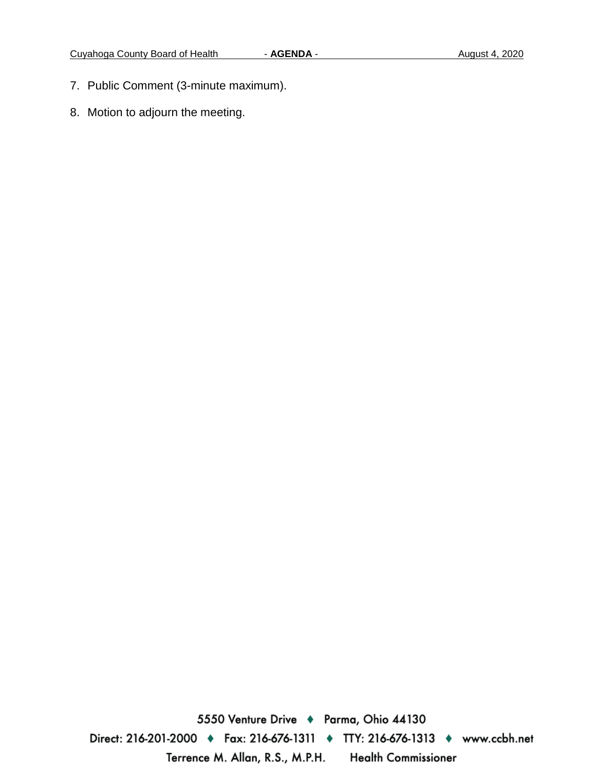7. Public Comment (3-minute maximum).

8. Motion to adjourn the meeting.